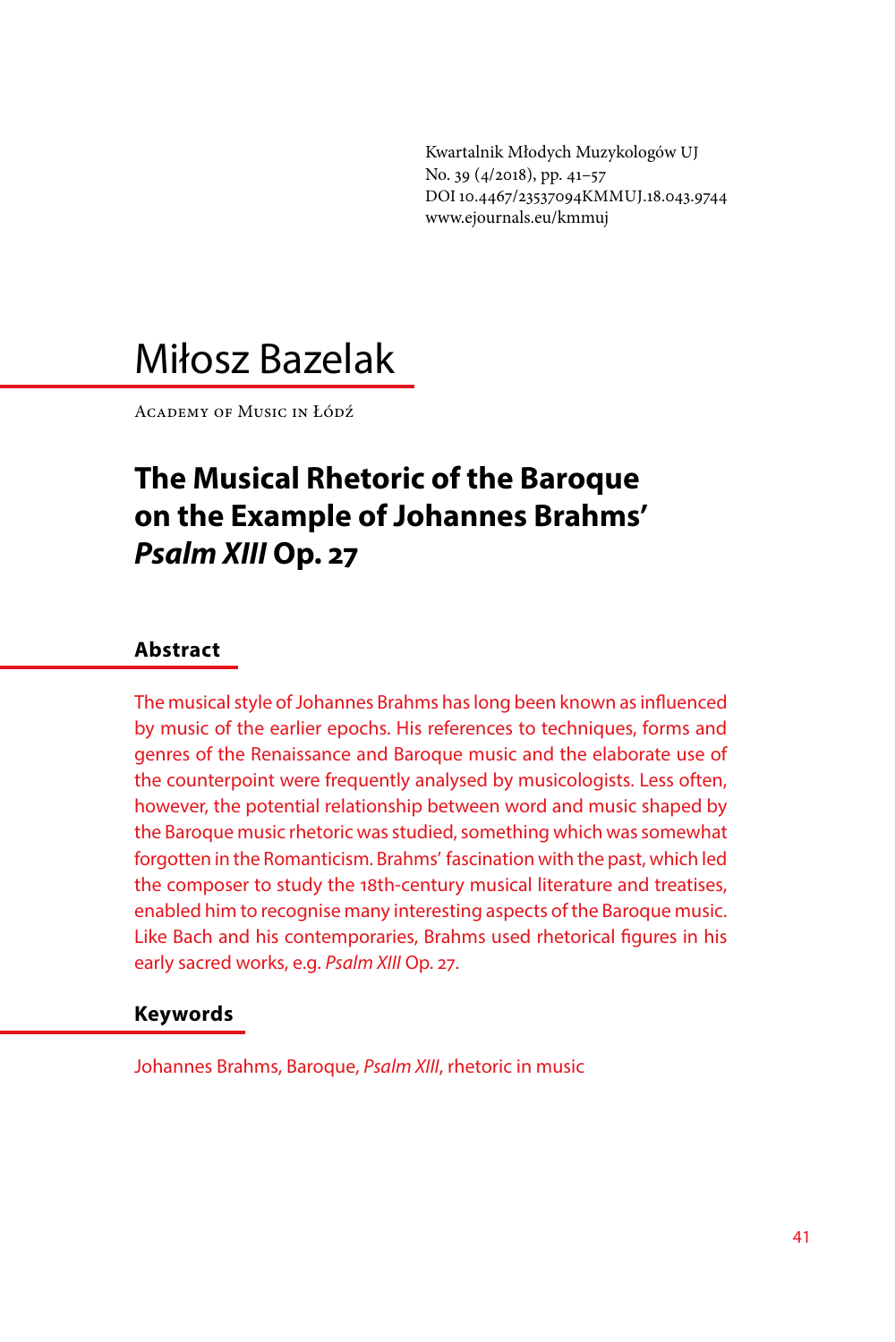Kwartalnik Młodych Muzykologów UJ
No. 39 (4/2018), pp. 41–57
DOI 10.4467/23537094KMMUJ.18.043.9744
www.ejournals.eu/kmmuj

# Miłosz Bazelak

Academy of Music in Łódź

## The Musical Rhetoric of the Baroque on the Example of Johannes Brahms' *Psalm XIII* Op. 27

### Abstract

The musical style of Johannes Brahms has long been known as influenced by music of the earlier epochs. His references to techniques, forms and genres of the Renaissance and Baroque music and the elaborate use of the counterpoint were frequently analysed by musicologists. Less often, however, the potential relationship between word and music shaped by the Baroque music rhetoric was studied, something which was somewhat forgotten in the Romanticism. Brahms' fascination with the past, which led the composer to study the 18th-century musical literature and treatises, enabled him to recognise many interesting aspects of the Baroque music. Like Bach and his contemporaries, Brahms used rhetorical figures in his early sacred works, e.g. *Psalm XIII* Op. 27.

### Keywords

Johannes Brahms, Baroque, *Psalm XIII*, rhetoric in music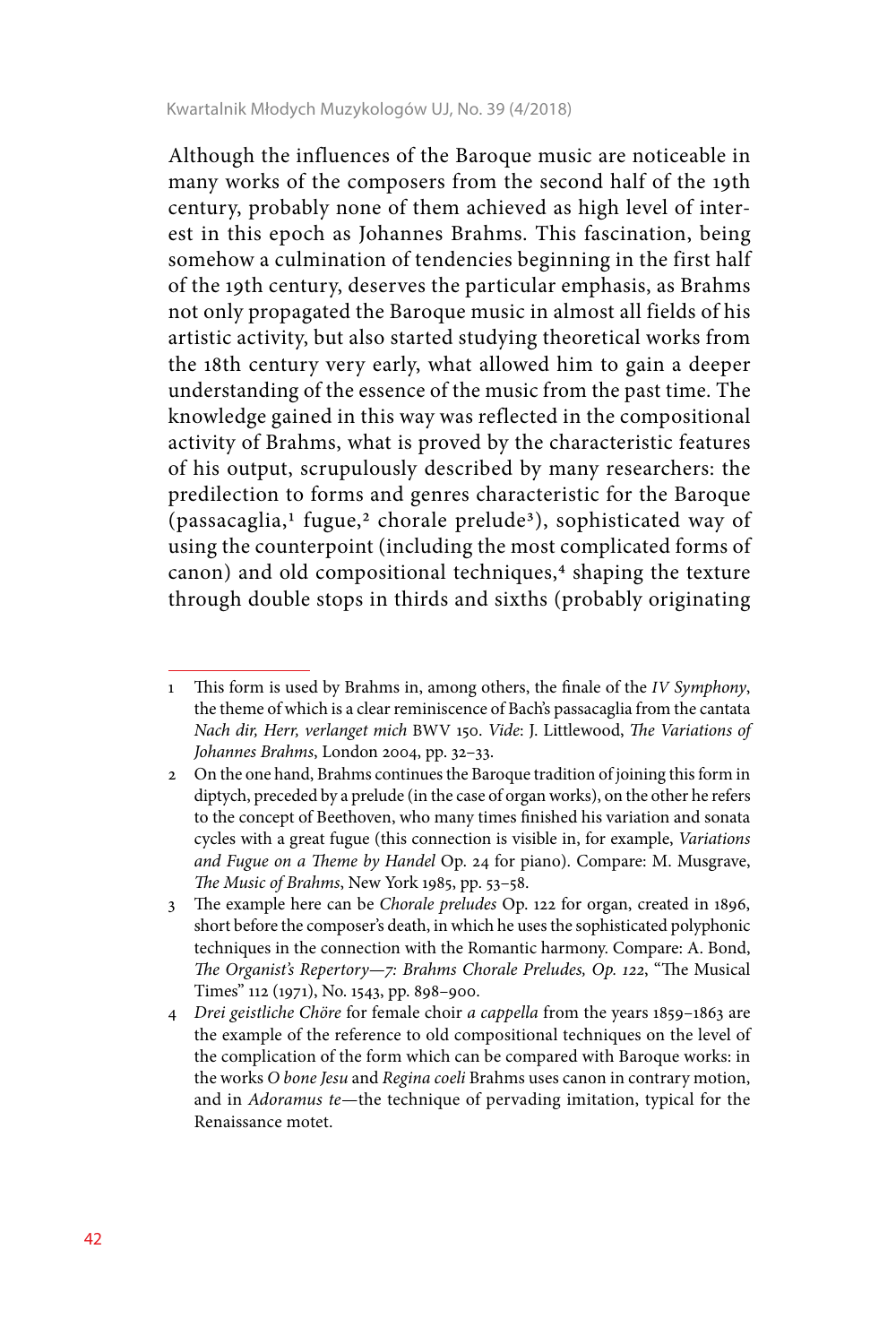Although the influences of the Baroque music are noticeable in many works of the composers from the second half of the 19th century, probably none of them achieved as high level of interest in this epoch as Johannes Brahms. This fascination, being somehow a culmination of tendencies beginning in the first half of the 19th century, deserves the particular emphasis, as Brahms not only propagated the Baroque music in almost all fields of his artistic activity, but also started studying theoretical works from the 18th century very early, what allowed him to gain a deeper understanding of the essence of the music from the past time. The knowledge gained in this way was reflected in the compositional activity of Brahms, what is proved by the characteristic features of his output, scrupulously described by many researchers: the predilection to forms and genres characteristic for the Baroque (passacaglia,[1] fugue,[2] chorale prelude[3]), sophisticated way of using the counterpoint (including the most complicated forms of canon) and old compositional techniques,[4] shaping the texture through double stops in thirds and sixths (probably originating

---

1 This form is used by Brahms in, among others, the finale of the *IV Symphony*, the theme of which is a clear reminiscence of Bach's passacaglia from the cantata *Nach dir, Herr, verlanget mich* BWV 150. *Vide*: J. Littlewood, *The Variations of Johannes Brahms*, London 2004, pp. 32–33.

2 On the one hand, Brahms continues the Baroque tradition of joining this form in diptych, preceded by a prelude (in the case of organ works), on the other he refers to the concept of Beethoven, who many times finished his variation and sonata cycles with a great fugue (this connection is visible in, for example, *Variations and Fugue on a Theme by Handel* Op. 24 for piano). Compare: M. Musgrave, *The Music of Brahms*, New York 1985, pp. 53–58.

3 The example here can be *Chorale preludes* Op. 122 for organ, created in 1896, short before the composer's death, in which he uses the sophisticated polyphonic techniques in the connection with the Romantic harmony. Compare: A. Bond, *The Organist's Repertory—7: Brahms Chorale Preludes, Op. 122*, "The Musical Times" 112 (1971), No. 1543, pp. 898–900.

4 *Drei geistliche Chöre* for female choir *a cappella* from the years 1859–1863 are the example of the reference to old compositional techniques on the level of the complication of the form which can be compared with Baroque works: in the works *O bone Jesu* and *Regina coeli* Brahms uses canon in contrary motion, and in *Adoramus te*—the technique of pervading imitation, typical for the Renaissance motet.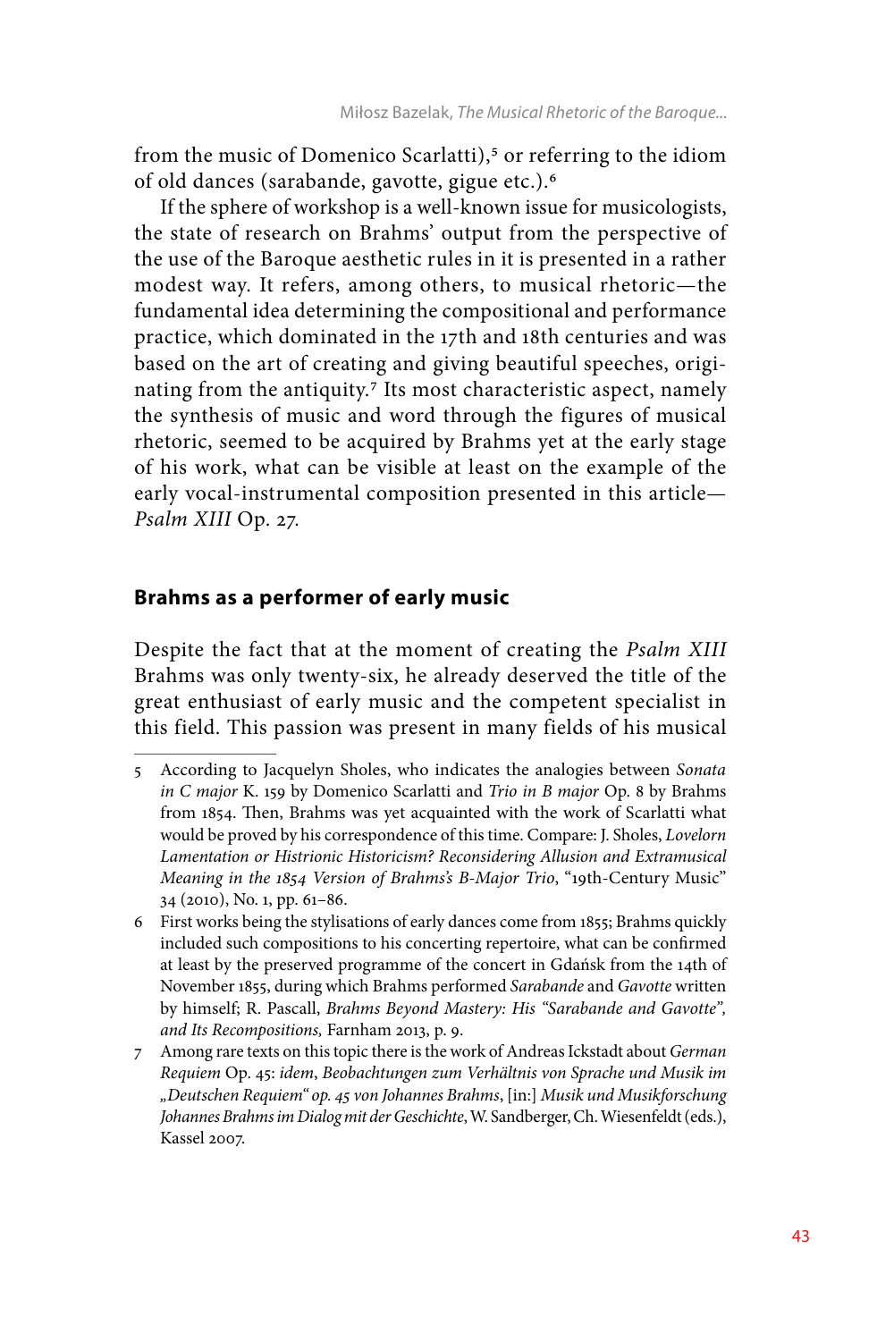from the music of Domenico Scarlatti),[5] or referring to the idiom of old dances (sarabande, gavotte, gigue etc.).[6]

If the sphere of workshop is a well-known issue for musicologists, the state of research on Brahms' output from the perspective of the use of the Baroque aesthetic rules in it is presented in a rather modest way. It refers, among others, to musical rhetoric—the fundamental idea determining the compositional and performance practice, which dominated in the 17th and 18th centuries and was based on the art of creating and giving beautiful speeches, originating from the antiquity.[7] Its most characteristic aspect, namely the synthesis of music and word through the figures of musical rhetoric, seemed to be acquired by Brahms yet at the early stage of his work, what can be visible at least on the example of the early vocal-instrumental composition presented in this article—*Psalm XIII* Op. 27.

## Brahms as a performer of early music

Despite the fact that at the moment of creating the *Psalm XIII* Brahms was only twenty-six, he already deserved the title of the great enthusiast of early music and the competent specialist in this field. This passion was present in many fields of his musical

---

5 According to Jacquelyn Sholes, who indicates the analogies between *Sonata in C major* K. 159 by Domenico Scarlatti and *Trio in B major* Op. 8 by Brahms from 1854. Then, Brahms was yet acquainted with the work of Scarlatti what would be proved by his correspondence of this time. Compare: J. Sholes, *Lovelorn Lamentation or Histrionic Historicism? Reconsidering Allusion and Extramusical Meaning in the 1854 Version of Brahms's B-Major Trio*, "19th-Century Music" 34 (2010), No. 1, pp. 61–86.

6 First works being the stylisations of early dances come from 1855; Brahms quickly included such compositions to his concerting repertoire, what can be confirmed at least by the preserved programme of the concert in Gdańsk from the 14th of November 1855, during which Brahms performed *Sarabande* and *Gavotte* written by himself; R. Pascall, *Brahms Beyond Mastery: His "Sarabande and Gavotte", and Its Recompositions,* Farnham 2013, p. 9.

7 Among rare texts on this topic there is the work of Andreas Ickstadt about *German Requiem* Op. 45: *idem*, *Beobachtungen zum Verhältnis von Sprache und Musik im „Deutschen Requiem" op. 45 von Johannes Brahms*, [in:] *Musik und Musikforschung Johannes Brahms im Dialog mit der Geschichte*, W. Sandberger, Ch. Wiesenfeldt (eds.), Kassel 2007.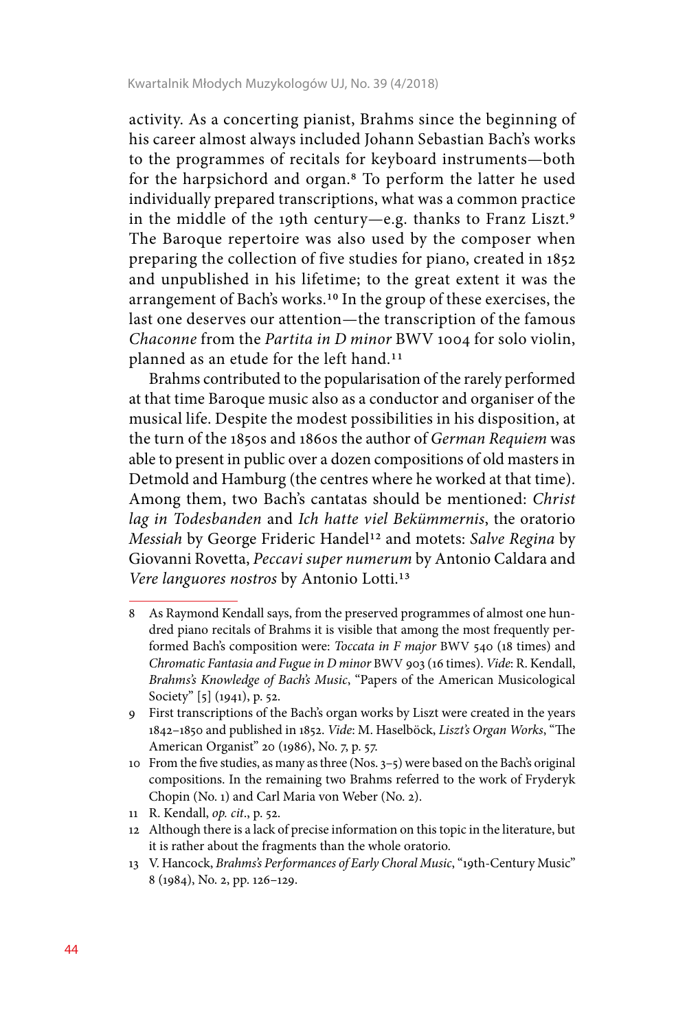activity. As a concerting pianist, Brahms since the beginning of his career almost always included Johann Sebastian Bach's works to the programmes of recitals for keyboard instruments—both for the harpsichord and organ.[8] To perform the latter he used individually prepared transcriptions, what was a common practice in the middle of the 19th century—e.g. thanks to Franz Liszt.[9] The Baroque repertoire was also used by the composer when preparing the collection of five studies for piano, created in 1852 and unpublished in his lifetime; to the great extent it was the arrangement of Bach's works.[10] In the group of these exercises, the last one deserves our attention—the transcription of the famous *Chaconne* from the *Partita in D minor* BWV 1004 for solo violin, planned as an etude for the left hand.[11]

Brahms contributed to the popularisation of the rarely performed at that time Baroque music also as a conductor and organiser of the musical life. Despite the modest possibilities in his disposition, at the turn of the 1850s and 1860s the author of *German Requiem* was able to present in public over a dozen compositions of old masters in Detmold and Hamburg (the centres where he worked at that time). Among them, two Bach's cantatas should be mentioned: *Christ lag in Todesbanden* and *Ich hatte viel Bekümmernis*, the oratorio *Messiah* by George Frideric Handel[12] and motets: *Salve Regina* by Giovanni Rovetta, *Peccavi super numerum* by Antonio Caldara and *Vere languores nostros* by Antonio Lotti.[13]

---

8 As Raymond Kendall says, from the preserved programmes of almost one hundred piano recitals of Brahms it is visible that among the most frequently performed Bach's composition were: *Toccata in F major* BWV 540 (18 times) and *Chromatic Fantasia and Fugue in D minor* BWV 903 (16 times). *Vide*: R. Kendall, *Brahms's Knowledge of Bach's Music*, "Papers of the American Musicological Society" [5] (1941), p. 52.

9 First transcriptions of the Bach's organ works by Liszt were created in the years 1842–1850 and published in 1852. *Vide*: M. Haselböck, *Liszt's Organ Works*, "The American Organist" 20 (1986), No. 7, p. 57.

10 From the five studies, as many as three (Nos. 3–5) were based on the Bach's original compositions. In the remaining two Brahms referred to the work of Fryderyk Chopin (No. 1) and Carl Maria von Weber (No. 2).

11 R. Kendall, *op. cit*., p. 52.

12 Although there is a lack of precise information on this topic in the literature, but it is rather about the fragments than the whole oratorio.

13 V. Hancock, *Brahms's Performances of Early Choral Music*, "19th-Century Music" 8 (1984), No. 2, pp. 126–129.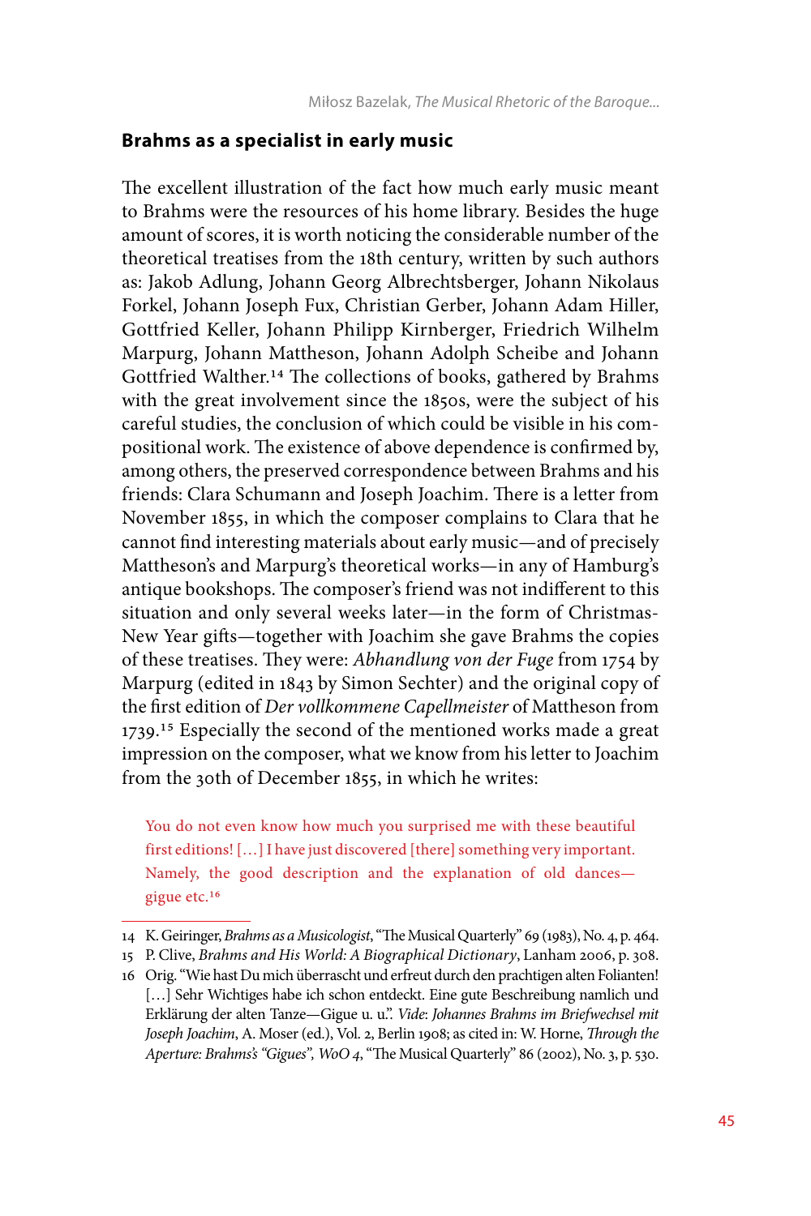## Brahms as a specialist in early music

The excellent illustration of the fact how much early music meant to Brahms were the resources of his home library. Besides the huge amount of scores, it is worth noticing the considerable number of the theoretical treatises from the 18th century, written by such authors as: Jakob Adlung, Johann Georg Albrechtsberger, Johann Nikolaus Forkel, Johann Joseph Fux, Christian Gerber, Johann Adam Hiller, Gottfried Keller, Johann Philipp Kirnberger, Friedrich Wilhelm Marpurg, Johann Mattheson, Johann Adolph Scheibe and Johann Gottfried Walther.[14] The collections of books, gathered by Brahms with the great involvement since the 1850s, were the subject of his careful studies, the conclusion of which could be visible in his compositional work. The existence of above dependence is confirmed by, among others, the preserved correspondence between Brahms and his friends: Clara Schumann and Joseph Joachim. There is a letter from November 1855, in which the composer complains to Clara that he cannot find interesting materials about early music—and of precisely Mattheson's and Marpurg's theoretical works—in any of Hamburg's antique bookshops. The composer's friend was not indifferent to this situation and only several weeks later—in the form of Christmas-New Year gifts—together with Joachim she gave Brahms the copies of these treatises. They were: *Abhandlung von der Fuge* from 1754 by Marpurg (edited in 1843 by Simon Sechter) and the original copy of the first edition of *Der vollkommene Capellmeister* of Mattheson from 1739.[15] Especially the second of the mentioned works made a great impression on the composer, what we know from his letter to Joachim from the 30th of December 1855, in which he writes:

> You do not even know how much you surprised me with these beautiful first editions! […] I have just discovered [there] something very important. Namely, the good description and the explanation of old dances—gigue etc.[16]

---

14 K. Geiringer, *Brahms as a Musicologist*, "The Musical Quarterly" 69 (1983), No. 4, p. 464.

15 P. Clive, *Brahms and His World: A Biographical Dictionary*, Lanham 2006, p. 308.

16 Orig. "Wie hast Du mich überrascht und erfreut durch den prachtigen alten Folianten! […] Sehr Wichtiges habe ich schon entdeckt. Eine gute Beschreibung namlich und Erklärung der alten Tanze—Gigue u. u.". *Vide*: *Johannes Brahms im Briefwechsel mit Joseph Joachim*, A. Moser (ed.), Vol. 2, Berlin 1908; as cited in: W. Horne, *Through the Aperture: Brahms's "Gigues", WoO 4*, "The Musical Quarterly" 86 (2002), No. 3, p. 530.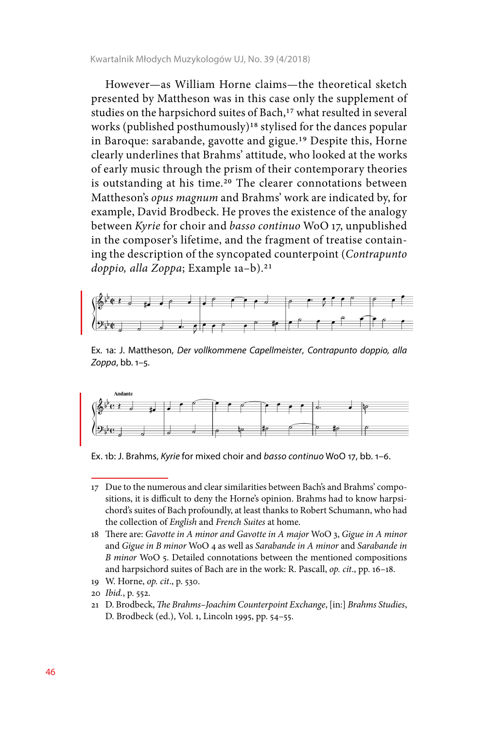However—as William Horne claims—the theoretical sketch presented by Mattheson was in this case only the supplement of studies on the harpsichord suites of Bach,[17] what resulted in several works (published posthumously)[18] stylised for the dances popular in Baroque: sarabande, gavotte and gigue.[19] Despite this, Horne clearly underlines that Brahms' attitude, who looked at the works of early music through the prism of their contemporary theories is outstanding at his time.[20] The clearer connotations between Mattheson's *opus magnum* and Brahms' work are indicated by, for example, David Brodbeck. He proves the existence of the analogy between *Kyrie* for choir and *basso continuo* WoO 17, unpublished in the composer's lifetime, and the fragment of treatise containing the description of the syncopated counterpoint (*Contrapunto doppio, alla Zoppa*; Example 1a–b).[21]

Ex. 1a: J. Mattheson, *Der vollkommene Capellmeister*, *Contrapunto doppio, alla Zoppa*, bb. 1–5.

Ex. 1b: J. Brahms, *Kyrie* for mixed choir and *basso continuo* WoO 17, bb. 1–6.

---

17 Due to the numerous and clear similarities between Bach's and Brahms' compositions, it is difficult to deny the Horne's opinion. Brahms had to know harpsichord's suites of Bach profoundly, at least thanks to Robert Schumann, who had the collection of *English* and *French Suites* at home.

18 There are: *Gavotte in A minor and Gavotte in A major* WoO 3, *Gigue in A minor* and *Gigue in B minor* WoO 4 as well as *Sarabande in A minor* and *Sarabande in B minor* WoO 5. Detailed connotations between the mentioned compositions and harpsichord suites of Bach are in the work: R. Pascall, *op. cit*., pp. 16–18.

19 W. Horne, *op. cit*., p. 530.

20 *Ibid.*, p. 552.

21 D. Brodbeck, *The Brahms–Joachim Counterpoint Exchange*, [in:] *Brahms Studies*, D. Brodbeck (ed.), Vol. 1, Lincoln 1995, pp. 54–55.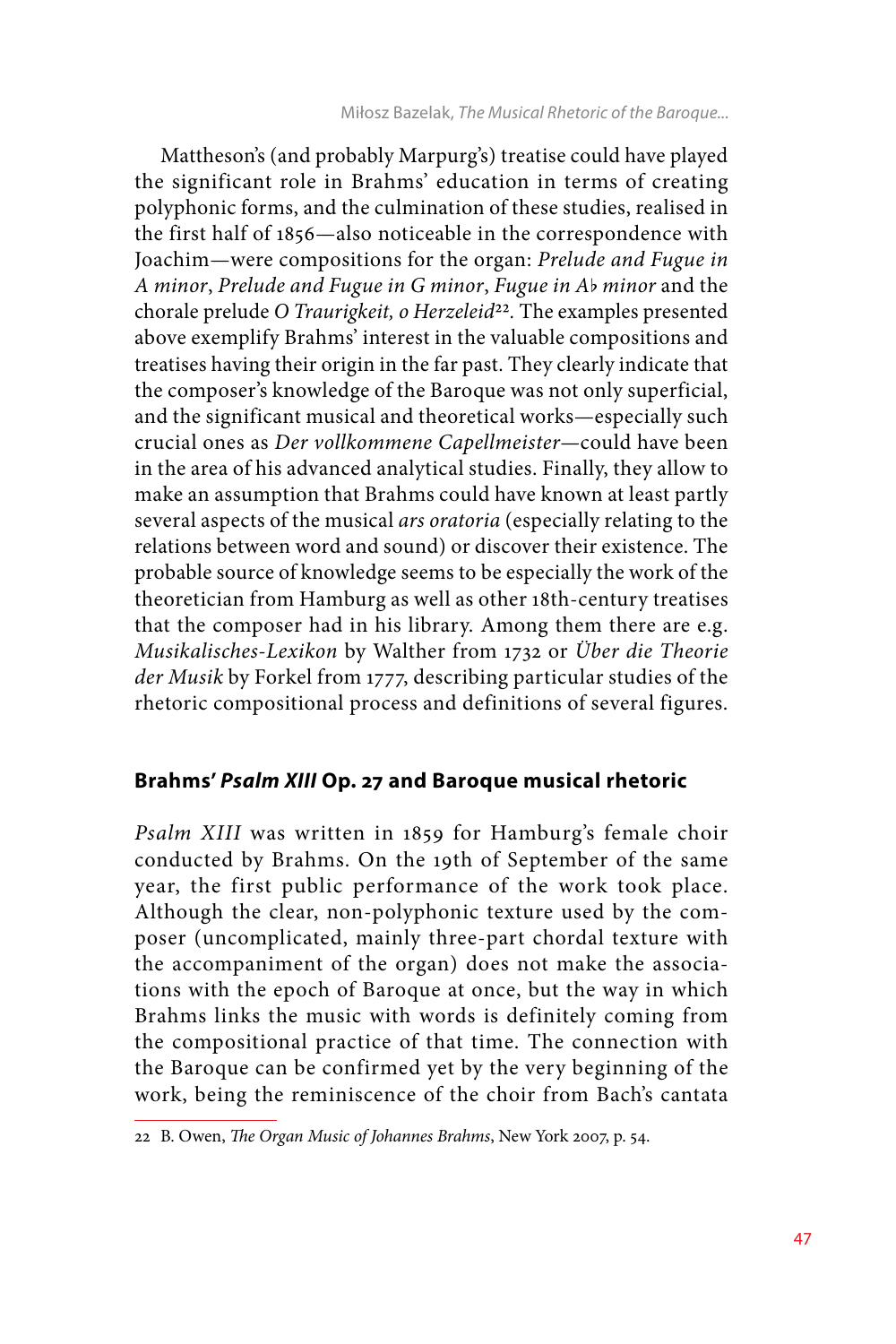Mattheson's (and probably Marpurg's) treatise could have played the significant role in Brahms' education in terms of creating polyphonic forms, and the culmination of these studies, realised in the first half of 1856—also noticeable in the correspondence with Joachim—were compositions for the organ: *Prelude and Fugue in A minor*, *Prelude and Fugue in G minor*, *Fugue in A♭ minor* and the chorale prelude *O Traurigkeit, o Herzeleid*[22]. The examples presented above exemplify Brahms' interest in the valuable compositions and treatises having their origin in the far past. They clearly indicate that the composer's knowledge of the Baroque was not only superficial, and the significant musical and theoretical works—especially such crucial ones as *Der vollkommene Capellmeister*—could have been in the area of his advanced analytical studies. Finally, they allow to make an assumption that Brahms could have known at least partly several aspects of the musical *ars oratoria* (especially relating to the relations between word and sound) or discover their existence. The probable source of knowledge seems to be especially the work of the theoretician from Hamburg as well as other 18th-century treatises that the composer had in his library. Among them there are e.g. *Musikalisches-Lexikon* by Walther from 1732 or *Über die Theorie der Musik* by Forkel from 1777, describing particular studies of the rhetoric compositional process and definitions of several figures.

## Brahms' *Psalm XIII* Op. 27 and Baroque musical rhetoric

*Psalm XIII* was written in 1859 for Hamburg's female choir conducted by Brahms. On the 19th of September of the same year, the first public performance of the work took place. Although the clear, non-polyphonic texture used by the composer (uncomplicated, mainly three-part chordal texture with the accompaniment of the organ) does not make the associations with the epoch of Baroque at once, but the way in which Brahms links the music with words is definitely coming from the compositional practice of that time. The connection with the Baroque can be confirmed yet by the very beginning of the work, being the reminiscence of the choir from Bach's cantata

22 B. Owen, *The Organ Music of Johannes Brahms*, New York 2007, p. 54.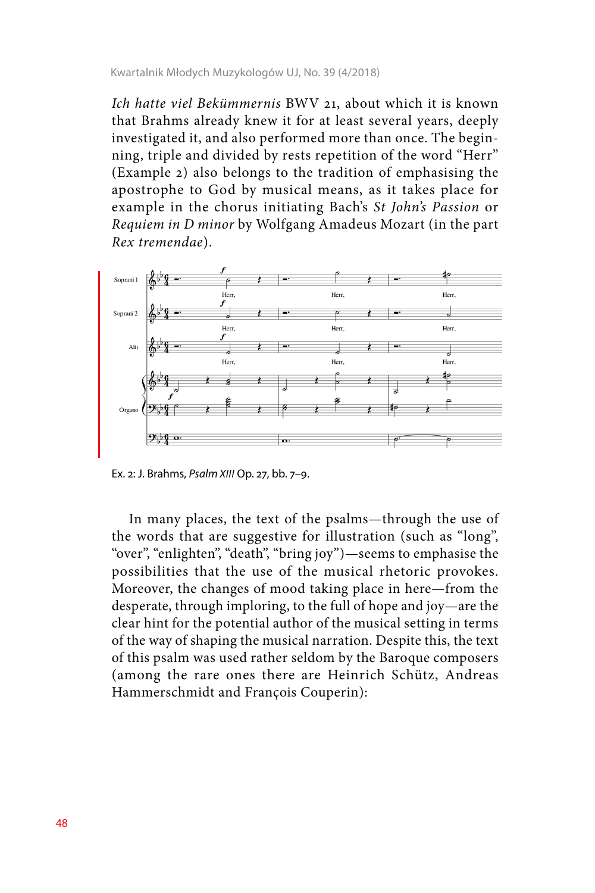*Ich hatte viel Bekümmernis* BWV 21, about which it is known that Brahms already knew it for at least several years, deeply investigated it, and also performed more than once. The beginning, triple and divided by rests repetition of the word "Herr" (Example 2) also belongs to the tradition of emphasising the apostrophe to God by musical means, as it takes place for example in the chorus initiating Bach's *St John's Passion* or *Requiem in D minor* by Wolfgang Amadeus Mozart (in the part *Rex tremendae*).

Ex. 2: J. Brahms, *Psalm XIII* Op. 27, bb. 7–9.

In many places, the text of the psalms—through the use of the words that are suggestive for illustration (such as "long", "over", "enlighten", "death", "bring joy")—seems to emphasise the possibilities that the use of the musical rhetoric provokes. Moreover, the changes of mood taking place in here—from the desperate, through imploring, to the full of hope and joy—are the clear hint for the potential author of the musical setting in terms of the way of shaping the musical narration. Despite this, the text of this psalm was used rather seldom by the Baroque composers (among the rare ones there are Heinrich Schütz, Andreas Hammerschmidt and François Couperin):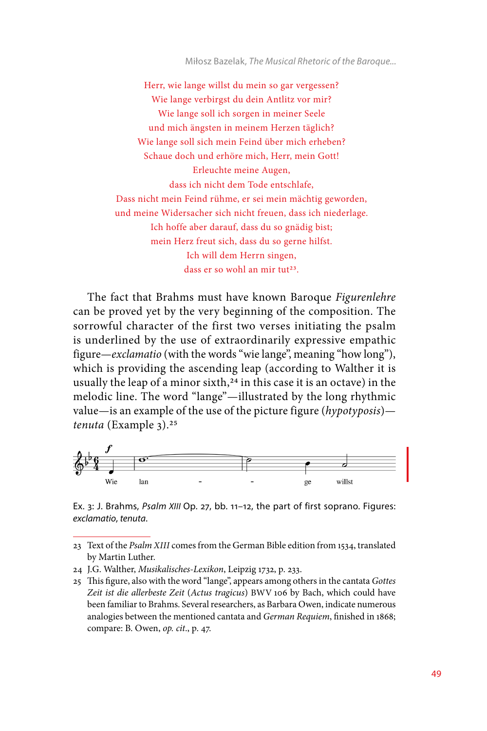Herr, wie lange willst du mein so gar vergessen?  
Wie lange verbirgst du dein Antlitz vor mir?  
Wie lange soll ich sorgen in meiner Seele  
und mich ängsten in meinem Herzen täglich?  
Wie lange soll sich mein Feind über mich erheben?  
Schaue doch und erhöre mich, Herr, mein Gott!  
Erleuchte meine Augen,  
dass ich nicht dem Tode entschlafe,  
Dass nicht mein Feind rühme, er sei mein mächtig geworden,  
und meine Widersacher sich nicht freuen, dass ich niederlage.  
Ich hoffe aber darauf, dass du so gnädig bist;  
mein Herz freut sich, dass du so gerne hilfst.  
Ich will dem Herrn singen,  
dass er so wohl an mir tut[23].

The fact that Brahms must have known Baroque *Figurenlehre* can be proved yet by the very beginning of the composition. The sorrowful character of the first two verses initiating the psalm is underlined by the use of extraordinarily expressive empathic figure—*exclamatio* (with the words "wie lange", meaning "how long"), which is providing the ascending leap (according to Walther it is usually the leap of a minor sixth,[24] in this case it is an octave) in the melodic line. The word "lange"—illustrated by the long rhythmic value—is an example of the use of the picture figure (*hypotyposis*)—*tenuta* (Example 3).[25]

Ex. 3: J. Brahms, *Psalm XIII* Op. 27, bb. 11–12, the part of first soprano. Figures: *exclamatio*, *tenuta*.

---

23 Text of the *Psalm XIII* comes from the German Bible edition from 1534, translated by Martin Luther.

24 J.G. Walther, *Musikalisches-Lexikon*, Leipzig 1732, p. 233.

25 This figure, also with the word "lange", appears among others in the cantata *Gottes Zeit ist die allerbeste Zeit* (*Actus tragicus*) BWV 106 by Bach, which could have been familiar to Brahms. Several researchers, as Barbara Owen, indicate numerous analogies between the mentioned cantata and *German Requiem*, finished in 1868; compare: B. Owen, *op. cit.*, p. 47.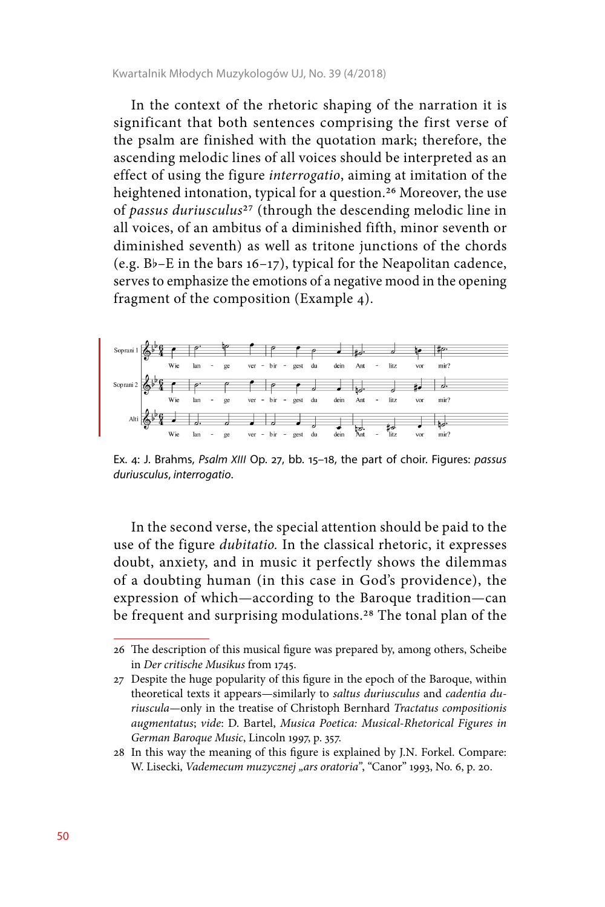In the context of the rhetoric shaping of the narration it is significant that both sentences comprising the first verse of the psalm are finished with the quotation mark; therefore, the ascending melodic lines of all voices should be interpreted as an effect of using the figure *interrogatio*, aiming at imitation of the heightened intonation, typical for a question.[26] Moreover, the use of *passus duriusculus*[27] (through the descending melodic line in all voices, of an ambitus of a diminished fifth, minor seventh or diminished seventh) as well as tritone junctions of the chords (e.g. B♭–E in the bars 16–17), typical for the Neapolitan cadence, serves to emphasize the emotions of a negative mood in the opening fragment of the composition (Example 4).

Ex. 4: J. Brahms, *Psalm XIII* Op. 27, bb. 15–18, the part of choir. Figures: *passus duriusculus*, *interrogatio*.

In the second verse, the special attention should be paid to the use of the figure *dubitatio*. In the classical rhetoric, it expresses doubt, anxiety, and in music it perfectly shows the dilemmas of a doubting human (in this case in God's providence), the expression of which—according to the Baroque tradition—can be frequent and surprising modulations.[28] The tonal plan of the

---

26 The description of this musical figure was prepared by, among others, Scheibe in *Der critische Musikus* from 1745.

27 Despite the huge popularity of this figure in the epoch of the Baroque, within theoretical texts it appears—similarly to *saltus duriusculus* and *cadentia duriuscula*—only in the treatise of Christoph Bernhard *Tractatus compositionis augmentatus*; *vide*: D. Bartel, *Musica Poetica: Musical-Rhetorical Figures in German Baroque Music*, Lincoln 1997, p. 357.

28 In this way the meaning of this figure is explained by J.N. Forkel. Compare: W. Lisecki, *Vademecum muzycznej „ars oratoria"*, "Canor" 1993, No. 6, p. 20.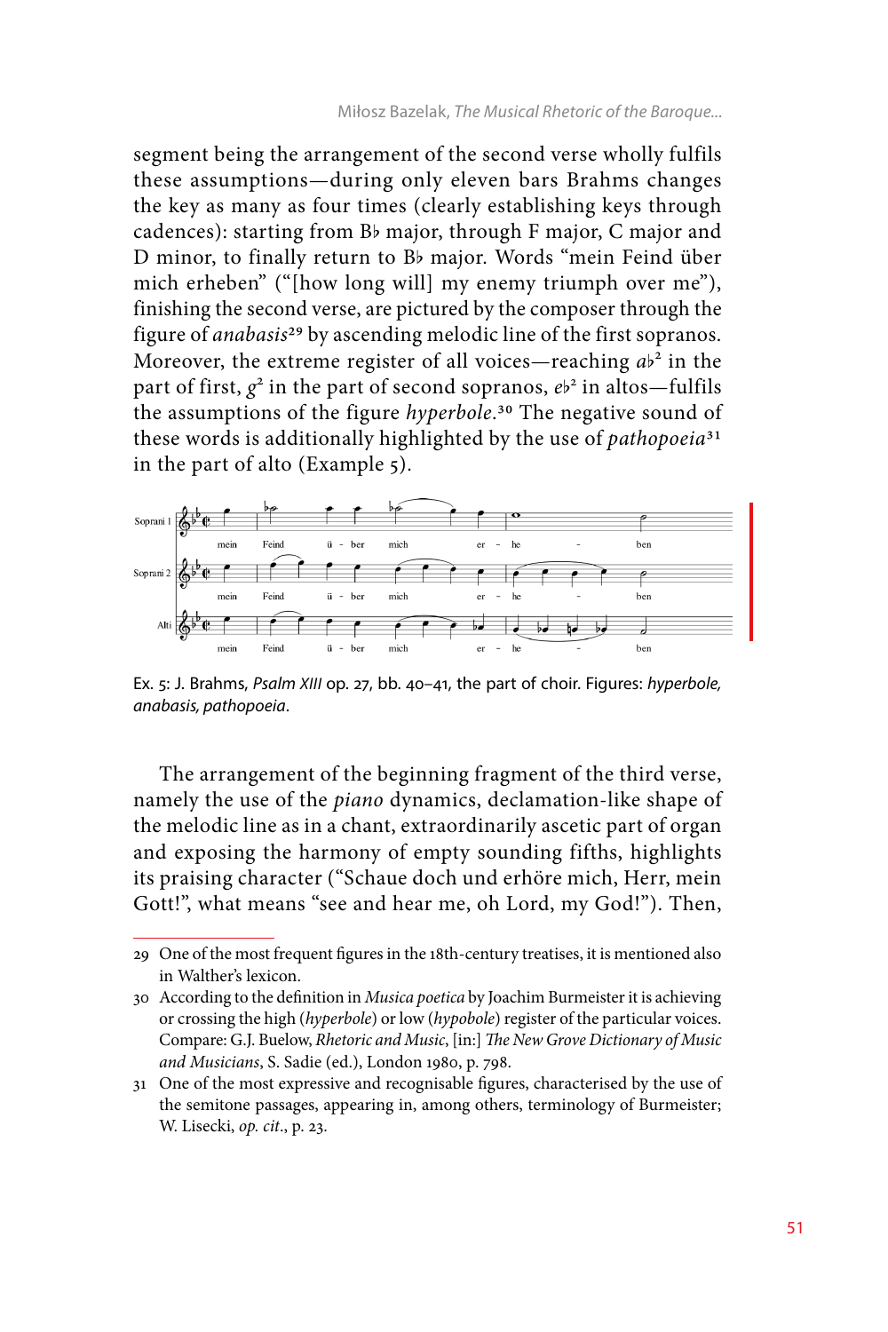segment being the arrangement of the second verse wholly fulfils these assumptions—during only eleven bars Brahms changes the key as many as four times (clearly establishing keys through cadences): starting from B♭ major, through F major, C major and D minor, to finally return to B♭ major. Words "mein Feind über mich erheben" ("[how long will] my enemy triumph over me"), finishing the second verse, are pictured by the composer through the figure of *anabasis*[29] by ascending melodic line of the first sopranos. Moreover, the extreme register of all voices—reaching *a♭*² in the part of first, *g*² in the part of second sopranos, *e♭*² in altos—fulfils the assumptions of the figure *hyperbole*.[30] The negative sound of these words is additionally highlighted by the use of *pathopoeia*[31] in the part of alto (Example 5).

Ex. 5: J. Brahms, *Psalm XIII* op. 27, bb. 40–41, the part of choir. Figures: *hyperbole, anabasis, pathopoeia*.

The arrangement of the beginning fragment of the third verse, namely the use of the *piano* dynamics, declamation-like shape of the melodic line as in a chant, extraordinarily ascetic part of organ and exposing the harmony of empty sounding fifths, highlights its praising character ("Schaue doch und erhöre mich, Herr, mein Gott!", what means "see and hear me, oh Lord, my God!"). Then,

---

29 One of the most frequent figures in the 18th-century treatises, it is mentioned also in Walther's lexicon.

30 According to the definition in *Musica poetica* by Joachim Burmeister it is achieving or crossing the high (*hyperbole*) or low (*hypobole*) register of the particular voices. Compare: G.J. Buelow, *Rhetoric and Music*, [in:] *The New Grove Dictionary of Music and Musicians*, S. Sadie (ed.), London 1980, p. 798.

31 One of the most expressive and recognisable figures, characterised by the use of the semitone passages, appearing in, among others, terminology of Burmeister; W. Lisecki, *op. cit*., p. 23.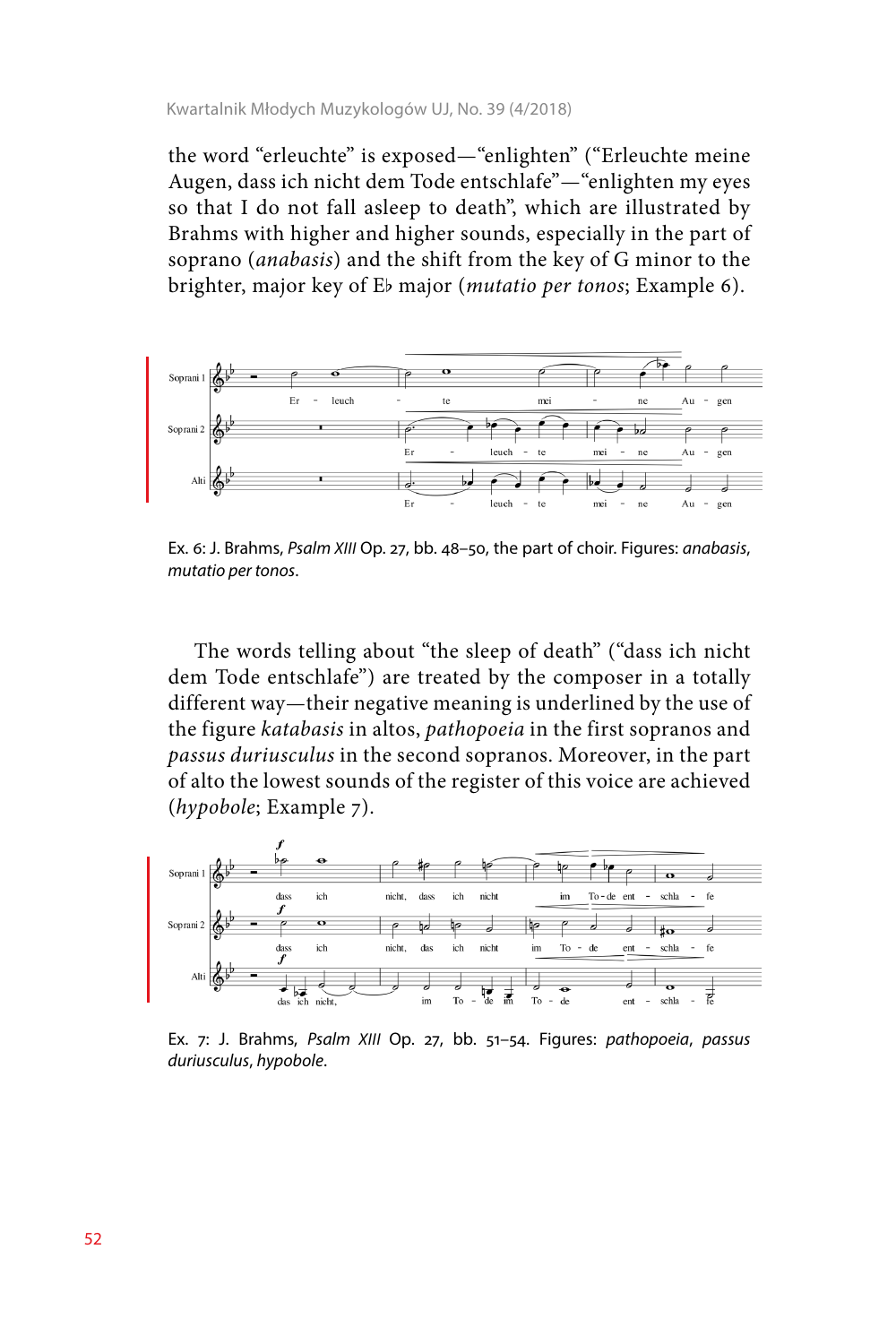the word "erleuchte" is exposed—"enlighten" ("Erleuchte meine Augen, dass ich nicht dem Tode entschlafe"—"enlighten my eyes so that I do not fall asleep to death", which are illustrated by Brahms with higher and higher sounds, especially in the part of soprano (*anabasis*) and the shift from the key of G minor to the brighter, major key of E♭ major (*mutatio per tonos*; Example 6).

Ex. 6: J. Brahms, *Psalm XIII* Op. 27, bb. 48–50, the part of choir. Figures: *anabasis*, *mutatio per tonos*.

The words telling about "the sleep of death" ("dass ich nicht dem Tode entschlafe") are treated by the composer in a totally different way—their negative meaning is underlined by the use of the figure *katabasis* in altos, *pathopoeia* in the first sopranos and *passus duriusculus* in the second sopranos. Moreover, in the part of alto the lowest sounds of the register of this voice are achieved (*hypobole*; Example 7).

Ex. 7: J. Brahms, *Psalm XIII* Op. 27, bb. 51–54. Figures: *pathopoeia*, *passus duriusculus*, *hypobole*.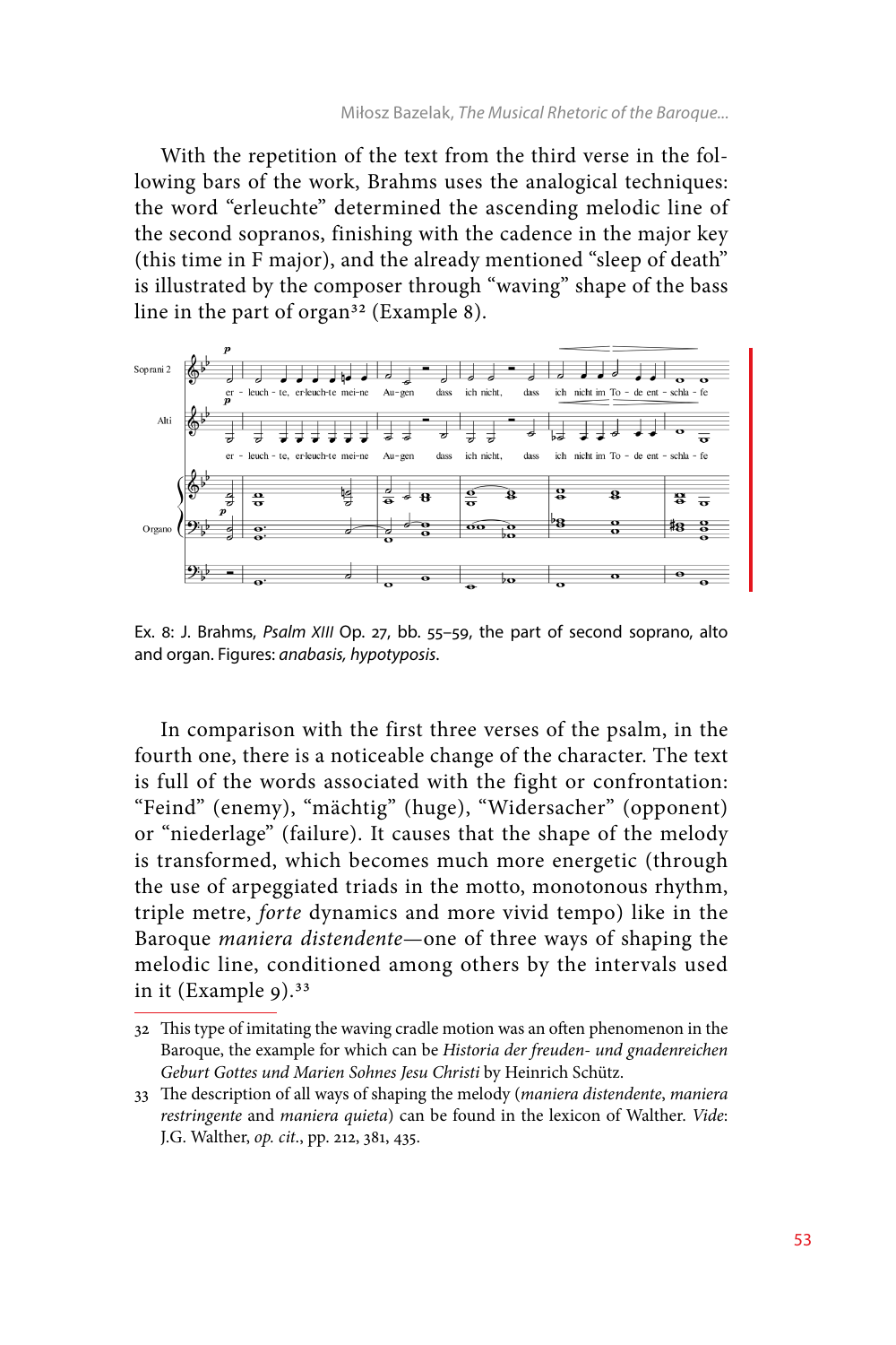With the repetition of the text from the third verse in the following bars of the work, Brahms uses the analogical techniques: the word "erleuchte" determined the ascending melodic line of the second sopranos, finishing with the cadence in the major key (this time in F major), and the already mentioned "sleep of death" is illustrated by the composer through "waving" shape of the bass line in the part of organ[32] (Example 8).

Ex. 8: J. Brahms, *Psalm XIII* Op. 27, bb. 55–59, the part of second soprano, alto and organ. Figures: *anabasis, hypotyposis*.

In comparison with the first three verses of the psalm, in the fourth one, there is a noticeable change of the character. The text is full of the words associated with the fight or confrontation: "Feind" (enemy), "mächtig" (huge), "Widersacher" (opponent) or "niederlage" (failure). It causes that the shape of the melody is transformed, which becomes much more energetic (through the use of arpeggiated triads in the motto, monotonous rhythm, triple metre, *forte* dynamics and more vivid tempo) like in the Baroque *maniera distendente*—one of three ways of shaping the melodic line, conditioned among others by the intervals used in it (Example 9).[33]

---

32 This type of imitating the waving cradle motion was an often phenomenon in the Baroque, the example for which can be *Historia der freuden- und gnadenreichen Geburt Gottes und Marien Sohnes Jesu Christi* by Heinrich Schütz.

33 The description of all ways of shaping the melody (*maniera distendente*, *maniera restringente* and *maniera quieta*) can be found in the lexicon of Walther. *Vide*: J.G. Walther, *op. cit.*, pp. 212, 381, 435.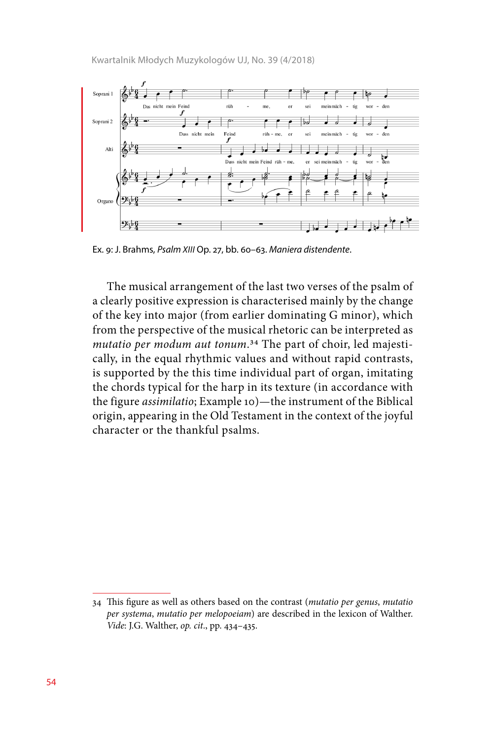Ex. 9: J. Brahms, *Psalm XIII* Op. 27, bb. 60–63. *Maniera distendente*.

The musical arrangement of the last two verses of the psalm of a clearly positive expression is characterised mainly by the change of the key into major (from earlier dominating G minor), which from the perspective of the musical rhetoric can be interpreted as *mutatio per modum aut tonum*.[34] The part of choir, led majestically, in the equal rhythmic values and without rapid contrasts, is supported by the this time individual part of organ, imitating the chords typical for the harp in its texture (in accordance with the figure *assimilatio*; Example 10)—the instrument of the Biblical origin, appearing in the Old Testament in the context of the joyful character or the thankful psalms.

---

34 This figure as well as others based on the contrast (*mutatio per genus*, *mutatio per systema*, *mutatio per melopoeiam*) are described in the lexicon of Walther. *Vide*: J.G. Walther, *op. cit*., pp. 434–435.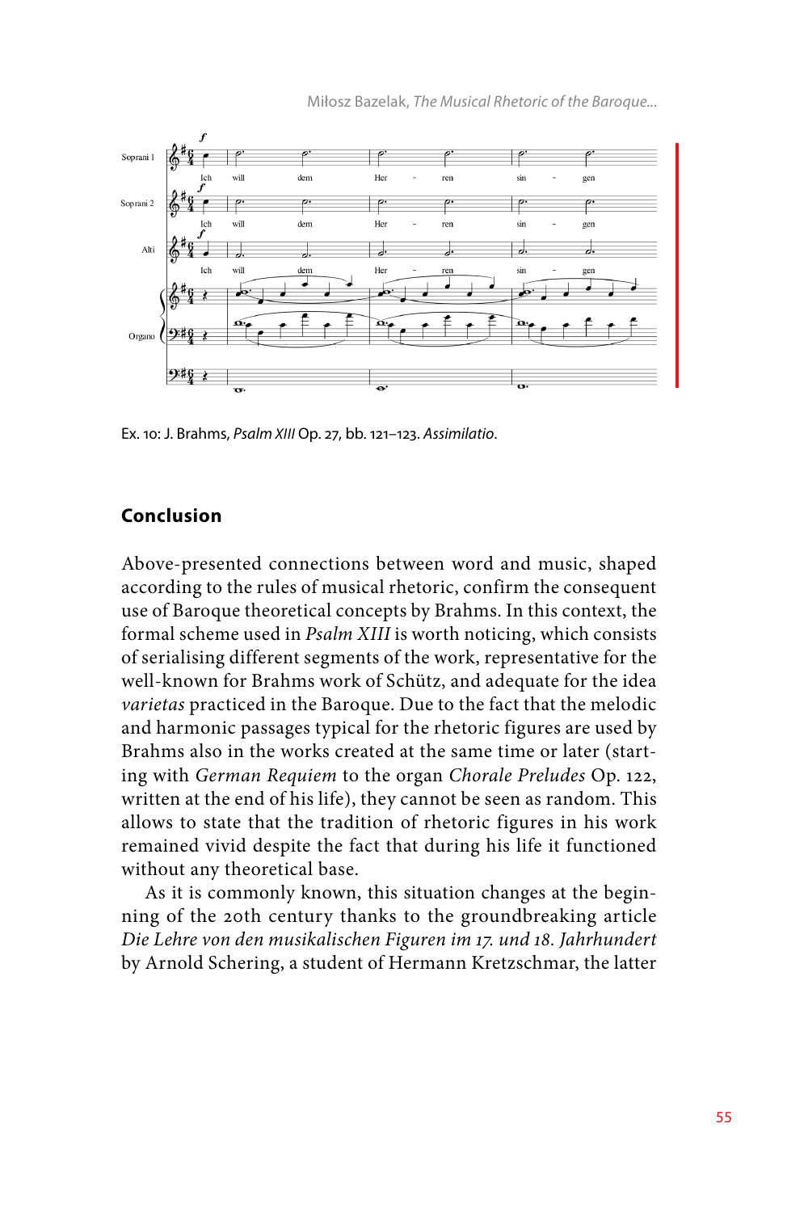Ex. 10: J. Brahms, *Psalm XIII* Op. 27, bb. 121–123. *Assimilatio*.

## Conclusion

Above-presented connections between word and music, shaped according to the rules of musical rhetoric, confirm the consequent use of Baroque theoretical concepts by Brahms. In this context, the formal scheme used in *Psalm XIII* is worth noticing, which consists of serialising different segments of the work, representative for the well-known for Brahms work of Schütz, and adequate for the idea *varietas* practiced in the Baroque. Due to the fact that the melodic and harmonic passages typical for the rhetoric figures are used by Brahms also in the works created at the same time or later (starting with *German Requiem* to the organ *Chorale Preludes* Op. 122, written at the end of his life), they cannot be seen as random. This allows to state that the tradition of rhetoric figures in his work remained vivid despite the fact that during his life it functioned without any theoretical base.

As it is commonly known, this situation changes at the beginning of the 20th century thanks to the groundbreaking article *Die Lehre von den musikalischen Figuren im 17. und 18. Jahrhundert* by Arnold Schering, a student of Hermann Kretzschmar, the latter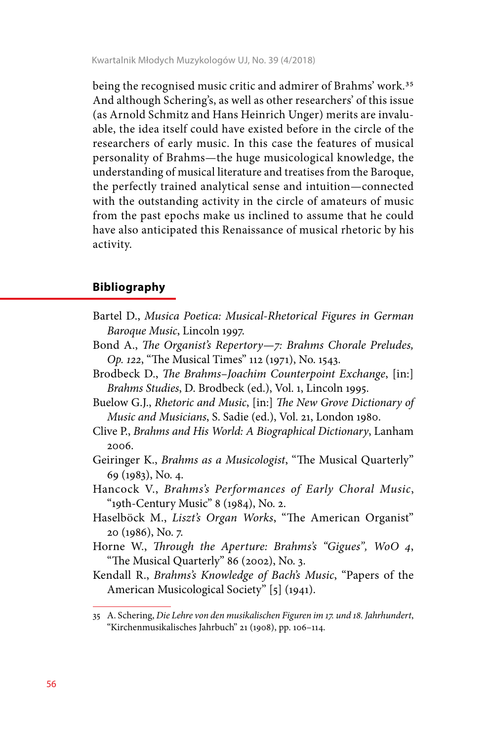being the recognised music critic and admirer of Brahms' work.[35] And although Schering's, as well as other researchers' of this issue (as Arnold Schmitz and Hans Heinrich Unger) merits are invaluable, the idea itself could have existed before in the circle of the researchers of early music. In this case the features of musical personality of Brahms—the huge musicological knowledge, the understanding of musical literature and treatises from the Baroque, the perfectly trained analytical sense and intuition—connected with the outstanding activity in the circle of amateurs of music from the past epochs make us inclined to assume that he could have also anticipated this Renaissance of musical rhetoric by his activity.

## Bibliography

Bartel D., *Musica Poetica: Musical-Rhetorical Figures in German Baroque Music*, Lincoln 1997.

Bond A., *The Organist's Repertory—7: Brahms Chorale Preludes, Op. 122*, "The Musical Times" 112 (1971), No. 1543.

Brodbeck D., *The Brahms–Joachim Counterpoint Exchange*, [in:] *Brahms Studies*, D. Brodbeck (ed.), Vol. 1, Lincoln 1995.

Buelow G.J., *Rhetoric and Music*, [in:] *The New Grove Dictionary of Music and Musicians*, S. Sadie (ed.), Vol. 21, London 1980.

Clive P., *Brahms and His World: A Biographical Dictionary*, Lanham 2006.

Geiringer K., *Brahms as a Musicologist*, "The Musical Quarterly" 69 (1983), No. 4.

Hancock V., *Brahms's Performances of Early Choral Music*, "19th-Century Music" 8 (1984), No. 2.

Haselböck M., *Liszt's Organ Works*, "The American Organist" 20 (1986), No. 7.

Horne W., *Through the Aperture: Brahms's "Gigues", WoO 4*, "The Musical Quarterly" 86 (2002), No. 3.

Kendall R., *Brahms's Knowledge of Bach's Music*, "Papers of the American Musicological Society" [5] (1941).

---

35 A. Schering, *Die Lehre von den musikalischen Figuren im 17. und 18. Jahrhundert*, "Kirchenmusikalisches Jahrbuch" 21 (1908), pp. 106–114.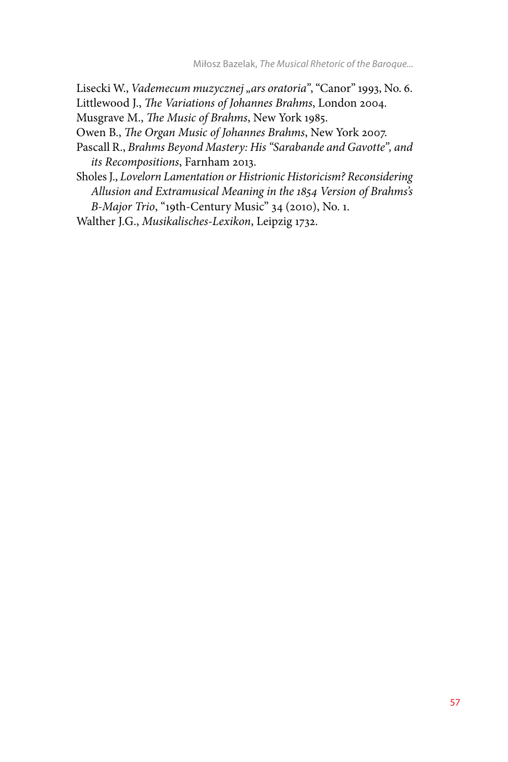Lisecki W., *Vademecum muzycznej „ars oratoria"*, "Canor" 1993, No. 6.
Littlewood J., *The Variations of Johannes Brahms*, London 2004.
Musgrave M., *The Music of Brahms*, New York 1985.
Owen B., *The Organ Music of Johannes Brahms*, New York 2007.
Pascall R., *Brahms Beyond Mastery: His "Sarabande and Gavotte", and its Recompositions*, Farnham 2013.
Sholes J., *Lovelorn Lamentation or Histrionic Historicism? Reconsidering Allusion and Extramusical Meaning in the 1854 Version of Brahms's B-Major Trio*, "19th-Century Music" 34 (2010), No. 1.
Walther J.G., *Musikalisches-Lexikon*, Leipzig 1732.